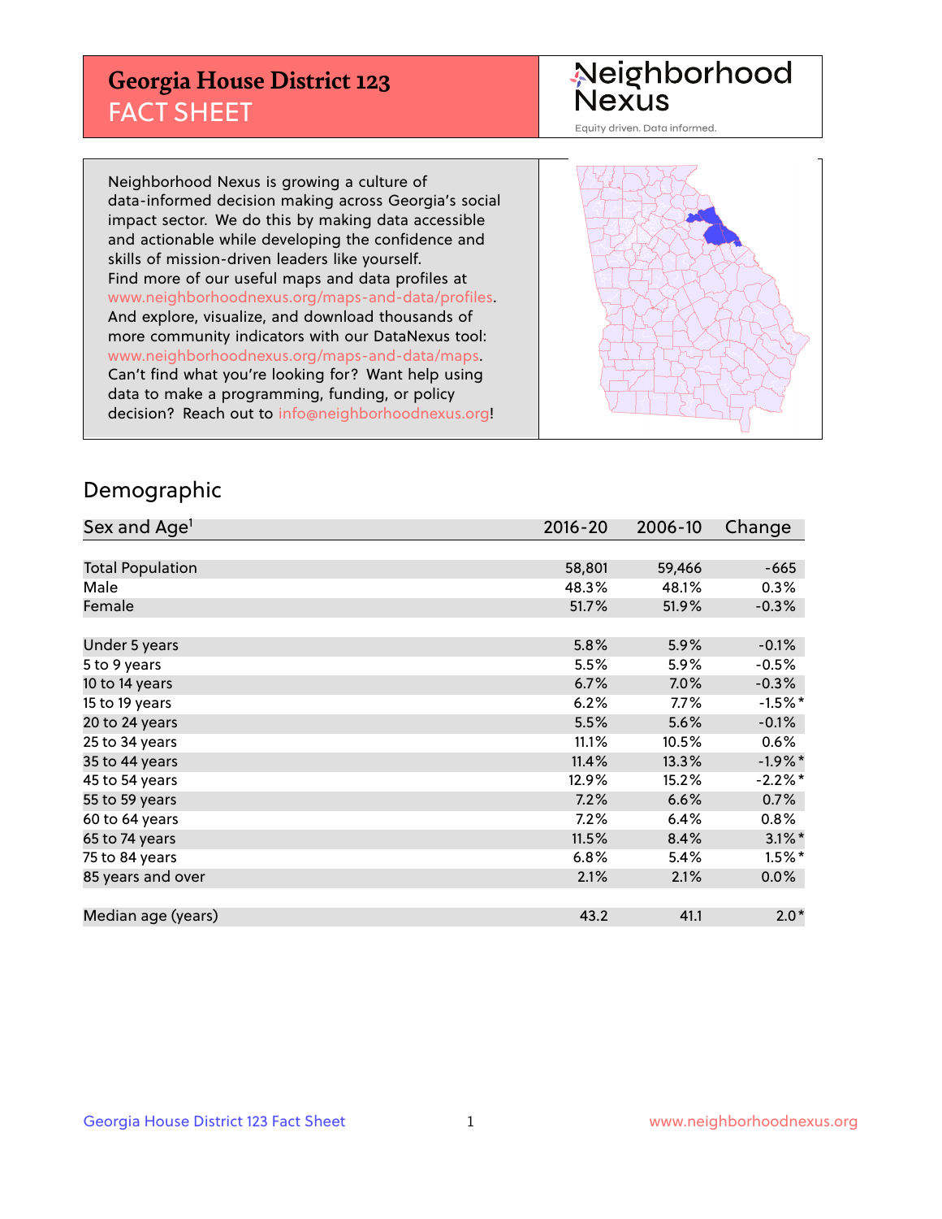# Georgia House District 123
## FACT SHEET

Neighborhood Nexus

Equity driven. Data informed.

Neighborhood Nexus is growing a culture of data-informed decision making across Georgia's social impact sector. We do this by making data accessible and actionable while developing the confidence and skills of mission-driven leaders like yourself. Find more of our useful maps and data profiles at www.neighborhoodnexus.org/maps-and-data/profiles. And explore, visualize, and download thousands of more community indicators with our DataNexus tool: www.neighborhoodnexus.org/maps-and-data/maps. Can't find what you're looking for? Want help using data to make a programming, funding, or policy decision? Reach out to info@neighborhoodnexus.org!

## Demographic

| Sex and Age[1] | 2016-20 | 2006-10 | Change |
|---|---|---|---|
| Total Population | 58,801 | 59,466 | -665 |
| Male | 48.3% | 48.1% | 0.3% |
| Female | 51.7% | 51.9% | -0.3% |
| | | | |
| Under 5 years | 5.8% | 5.9% | -0.1% |
| 5 to 9 years | 5.5% | 5.9% | -0.5% |
| 10 to 14 years | 6.7% | 7.0% | -0.3% |
| 15 to 19 years | 6.2% | 7.7% | -1.5%* |
| 20 to 24 years | 5.5% | 5.6% | -0.1% |
| 25 to 34 years | 11.1% | 10.5% | 0.6% |
| 35 to 44 years | 11.4% | 13.3% | -1.9%* |
| 45 to 54 years | 12.9% | 15.2% | -2.2%* |
| 55 to 59 years | 7.2% | 6.6% | 0.7% |
| 60 to 64 years | 7.2% | 6.4% | 0.8% |
| 65 to 74 years | 11.5% | 8.4% | 3.1%* |
| 75 to 84 years | 6.8% | 5.4% | 1.5%* |
| 85 years and over | 2.1% | 2.1% | 0.0% |
| | | | |
| Median age (years) | 43.2 | 41.1 | 2.0* |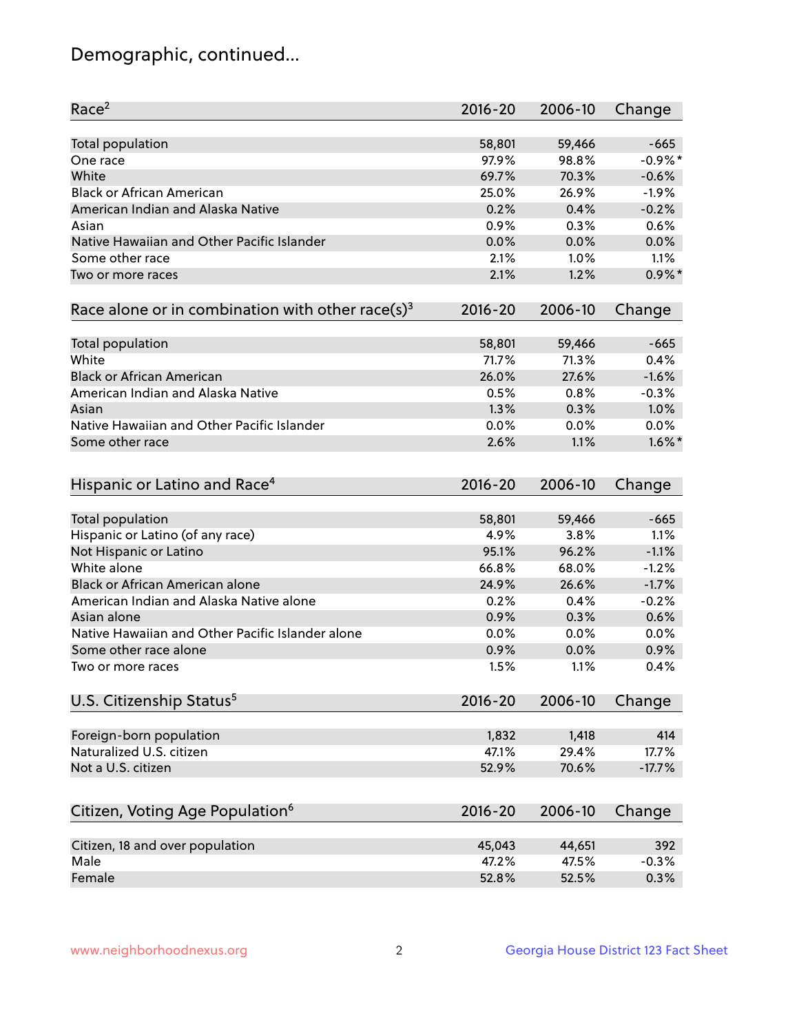# Demographic, continued...

| Race[2] | 2016-20 | 2006-10 | Change |
|---|---|---|---|
| Total population | 58,801 | 59,466 | -665 |
| One race | 97.9% | 98.8% | -0.9%* |
| White | 69.7% | 70.3% | -0.6% |
| Black or African American | 25.0% | 26.9% | -1.9% |
| American Indian and Alaska Native | 0.2% | 0.4% | -0.2% |
| Asian | 0.9% | 0.3% | 0.6% |
| Native Hawaiian and Other Pacific Islander | 0.0% | 0.0% | 0.0% |
| Some other race | 2.1% | 1.0% | 1.1% |
| Two or more races | 2.1% | 1.2% | 0.9%* |

| Race alone or in combination with other race(s)[3] | 2016-20 | 2006-10 | Change |
|---|---|---|---|
| Total population | 58,801 | 59,466 | -665 |
| White | 71.7% | 71.3% | 0.4% |
| Black or African American | 26.0% | 27.6% | -1.6% |
| American Indian and Alaska Native | 0.5% | 0.8% | -0.3% |
| Asian | 1.3% | 0.3% | 1.0% |
| Native Hawaiian and Other Pacific Islander | 0.0% | 0.0% | 0.0% |
| Some other race | 2.6% | 1.1% | 1.6%* |

| Hispanic or Latino and Race[4] | 2016-20 | 2006-10 | Change |
|---|---|---|---|
| Total population | 58,801 | 59,466 | -665 |
| Hispanic or Latino (of any race) | 4.9% | 3.8% | 1.1% |
| Not Hispanic or Latino | 95.1% | 96.2% | -1.1% |
| White alone | 66.8% | 68.0% | -1.2% |
| Black or African American alone | 24.9% | 26.6% | -1.7% |
| American Indian and Alaska Native alone | 0.2% | 0.4% | -0.2% |
| Asian alone | 0.9% | 0.3% | 0.6% |
| Native Hawaiian and Other Pacific Islander alone | 0.0% | 0.0% | 0.0% |
| Some other race alone | 0.9% | 0.0% | 0.9% |
| Two or more races | 1.5% | 1.1% | 0.4% |

| U.S. Citizenship Status[5] | 2016-20 | 2006-10 | Change |
|---|---|---|---|
| Foreign-born population | 1,832 | 1,418 | 414 |
| Naturalized U.S. citizen | 47.1% | 29.4% | 17.7% |
| Not a U.S. citizen | 52.9% | 70.6% | -17.7% |

| Citizen, Voting Age Population[6] | 2016-20 | 2006-10 | Change |
|---|---|---|---|
| Citizen, 18 and over population | 45,043 | 44,651 | 392 |
| Male | 47.2% | 47.5% | -0.3% |
| Female | 52.8% | 52.5% | 0.3% |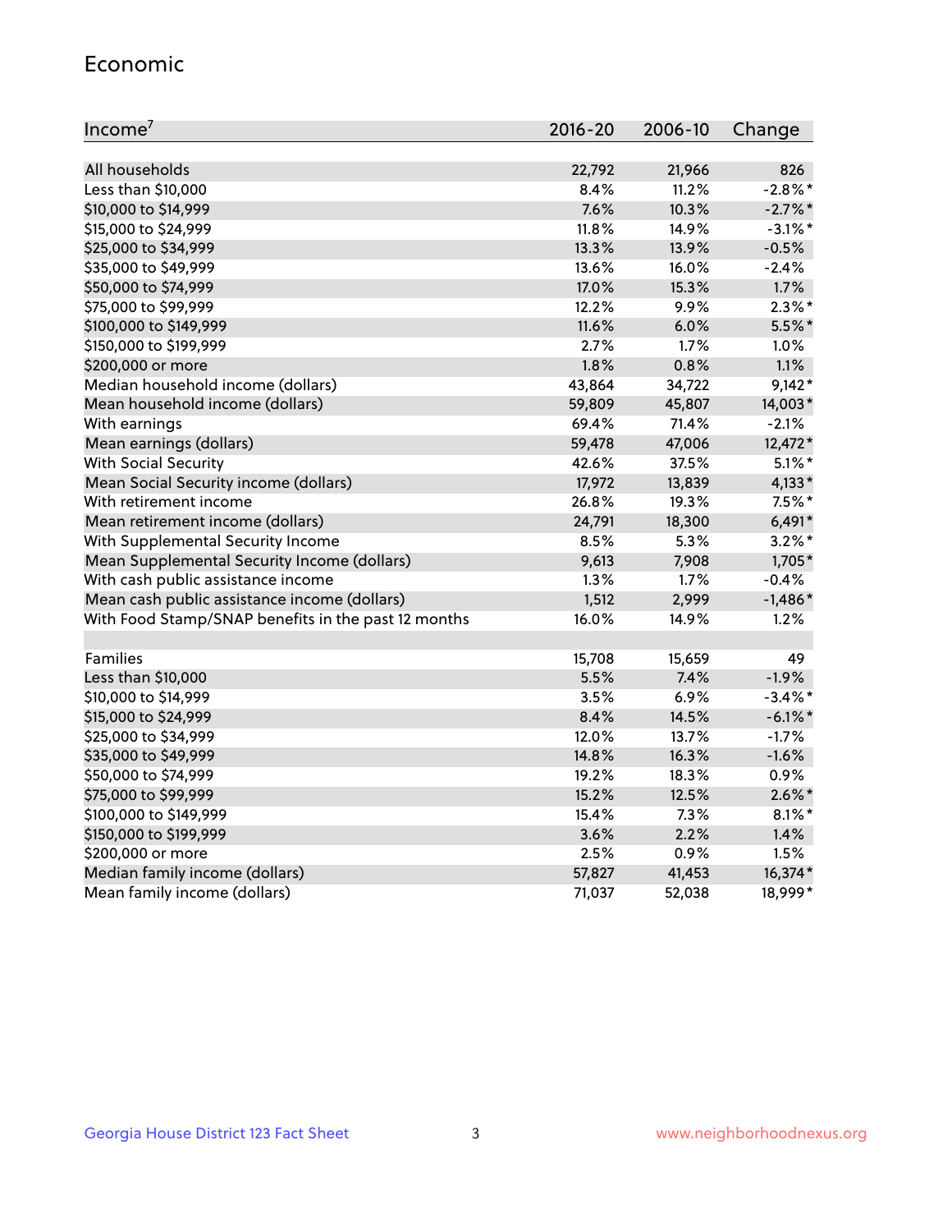## Economic

| Income[7] | 2016-20 | 2006-10 | Change |
|---|---|---|---|
| All households | 22,792 | 21,966 | 826 |
| Less than $10,000 | 8.4% | 11.2% | -2.8%* |
| $10,000 to $14,999 | 7.6% | 10.3% | -2.7%* |
| $15,000 to $24,999 | 11.8% | 14.9% | -3.1%* |
| $25,000 to $34,999 | 13.3% | 13.9% | -0.5% |
| $35,000 to $49,999 | 13.6% | 16.0% | -2.4% |
| $50,000 to $74,999 | 17.0% | 15.3% | 1.7% |
| $75,000 to $99,999 | 12.2% | 9.9% | 2.3%* |
| $100,000 to $149,999 | 11.6% | 6.0% | 5.5%* |
| $150,000 to $199,999 | 2.7% | 1.7% | 1.0% |
| $200,000 or more | 1.8% | 0.8% | 1.1% |
| Median household income (dollars) | 43,864 | 34,722 | 9,142* |
| Mean household income (dollars) | 59,809 | 45,807 | 14,003* |
| With earnings | 69.4% | 71.4% | -2.1% |
| Mean earnings (dollars) | 59,478 | 47,006 | 12,472* |
| With Social Security | 42.6% | 37.5% | 5.1%* |
| Mean Social Security income (dollars) | 17,972 | 13,839 | 4,133* |
| With retirement income | 26.8% | 19.3% | 7.5%* |
| Mean retirement income (dollars) | 24,791 | 18,300 | 6,491* |
| With Supplemental Security Income | 8.5% | 5.3% | 3.2%* |
| Mean Supplemental Security Income (dollars) | 9,613 | 7,908 | 1,705* |
| With cash public assistance income | 1.3% | 1.7% | -0.4% |
| Mean cash public assistance income (dollars) | 1,512 | 2,999 | -1,486* |
| With Food Stamp/SNAP benefits in the past 12 months | 16.0% | 14.9% | 1.2% |
| | | | |
| Families | 15,708 | 15,659 | 49 |
| Less than $10,000 | 5.5% | 7.4% | -1.9% |
| $10,000 to $14,999 | 3.5% | 6.9% | -3.4%* |
| $15,000 to $24,999 | 8.4% | 14.5% | -6.1%* |
| $25,000 to $34,999 | 12.0% | 13.7% | -1.7% |
| $35,000 to $49,999 | 14.8% | 16.3% | -1.6% |
| $50,000 to $74,999 | 19.2% | 18.3% | 0.9% |
| $75,000 to $99,999 | 15.2% | 12.5% | 2.6%* |
| $100,000 to $149,999 | 15.4% | 7.3% | 8.1%* |
| $150,000 to $199,999 | 3.6% | 2.2% | 1.4% |
| $200,000 or more | 2.5% | 0.9% | 1.5% |
| Median family income (dollars) | 57,827 | 41,453 | 16,374* |
| Mean family income (dollars) | 71,037 | 52,038 | 18,999* |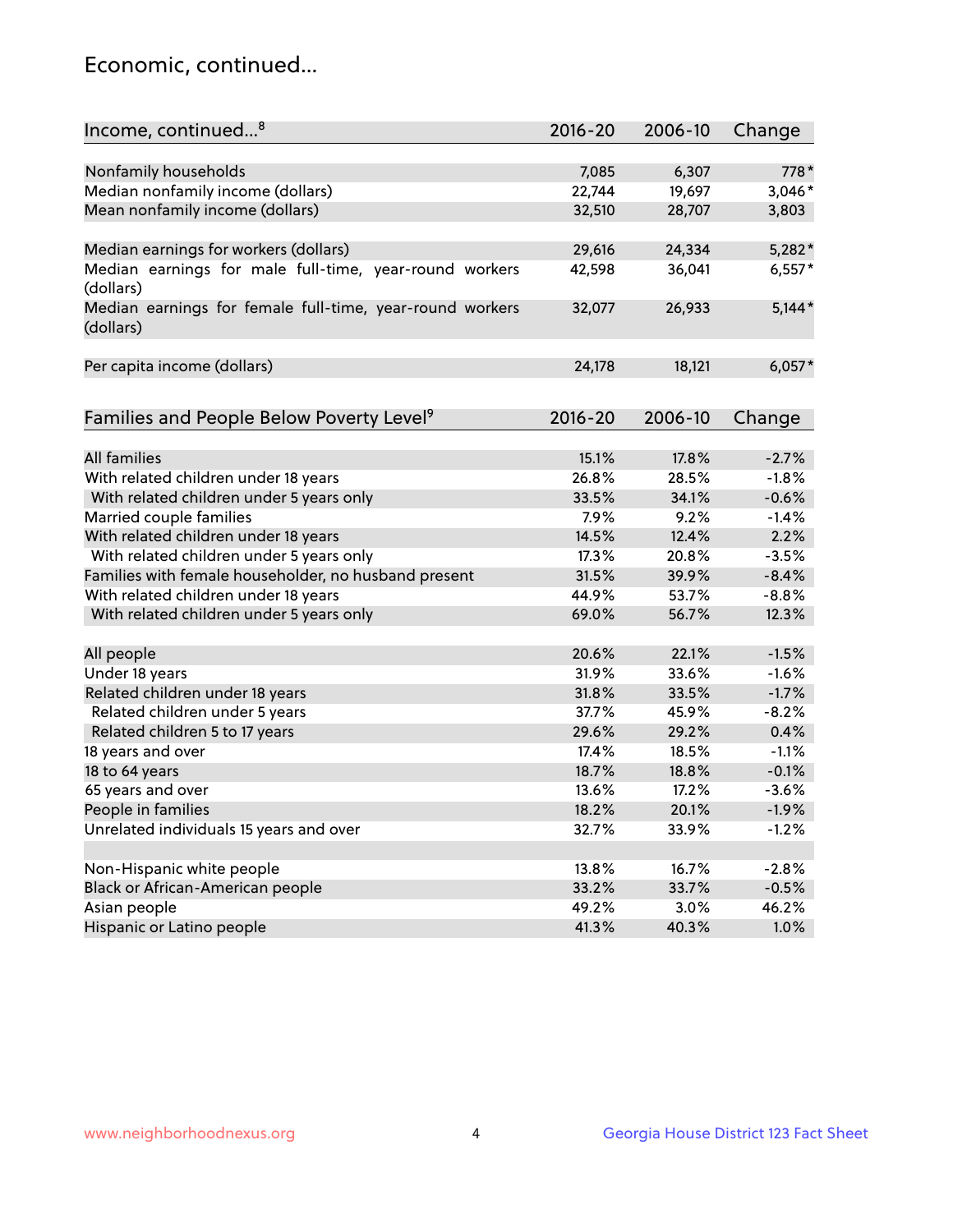# Economic, continued...

| Income, continued...[8] | 2016-20 | 2006-10 | Change |
|---|---|---|---|
| Nonfamily households | 7,085 | 6,307 | 778* |
| Median nonfamily income (dollars) | 22,744 | 19,697 | 3,046* |
| Mean nonfamily income (dollars) | 32,510 | 28,707 | 3,803 |
| Median earnings for workers (dollars) | 29,616 | 24,334 | 5,282* |
| Median earnings for male full-time, year-round workers (dollars) | 42,598 | 36,041 | 6,557* |
| Median earnings for female full-time, year-round workers (dollars) | 32,077 | 26,933 | 5,144* |
| Per capita income (dollars) | 24,178 | 18,121 | 6,057* |

| Families and People Below Poverty Level[9] | 2016-20 | 2006-10 | Change |
|---|---|---|---|
| All families | 15.1% | 17.8% | -2.7% |
| With related children under 18 years | 26.8% | 28.5% | -1.8% |
| With related children under 5 years only | 33.5% | 34.1% | -0.6% |
| Married couple families | 7.9% | 9.2% | -1.4% |
| With related children under 18 years | 14.5% | 12.4% | 2.2% |
| With related children under 5 years only | 17.3% | 20.8% | -3.5% |
| Families with female householder, no husband present | 31.5% | 39.9% | -8.4% |
| With related children under 18 years | 44.9% | 53.7% | -8.8% |
| With related children under 5 years only | 69.0% | 56.7% | 12.3% |
| All people | 20.6% | 22.1% | -1.5% |
| Under 18 years | 31.9% | 33.6% | -1.6% |
| Related children under 18 years | 31.8% | 33.5% | -1.7% |
| Related children under 5 years | 37.7% | 45.9% | -8.2% |
| Related children 5 to 17 years | 29.6% | 29.2% | 0.4% |
| 18 years and over | 17.4% | 18.5% | -1.1% |
| 18 to 64 years | 18.7% | 18.8% | -0.1% |
| 65 years and over | 13.6% | 17.2% | -3.6% |
| People in families | 18.2% | 20.1% | -1.9% |
| Unrelated individuals 15 years and over | 32.7% | 33.9% | -1.2% |
| Non-Hispanic white people | 13.8% | 16.7% | -2.8% |
| Black or African-American people | 33.2% | 33.7% | -0.5% |
| Asian people | 49.2% | 3.0% | 46.2% |
| Hispanic or Latino people | 41.3% | 40.3% | 1.0% |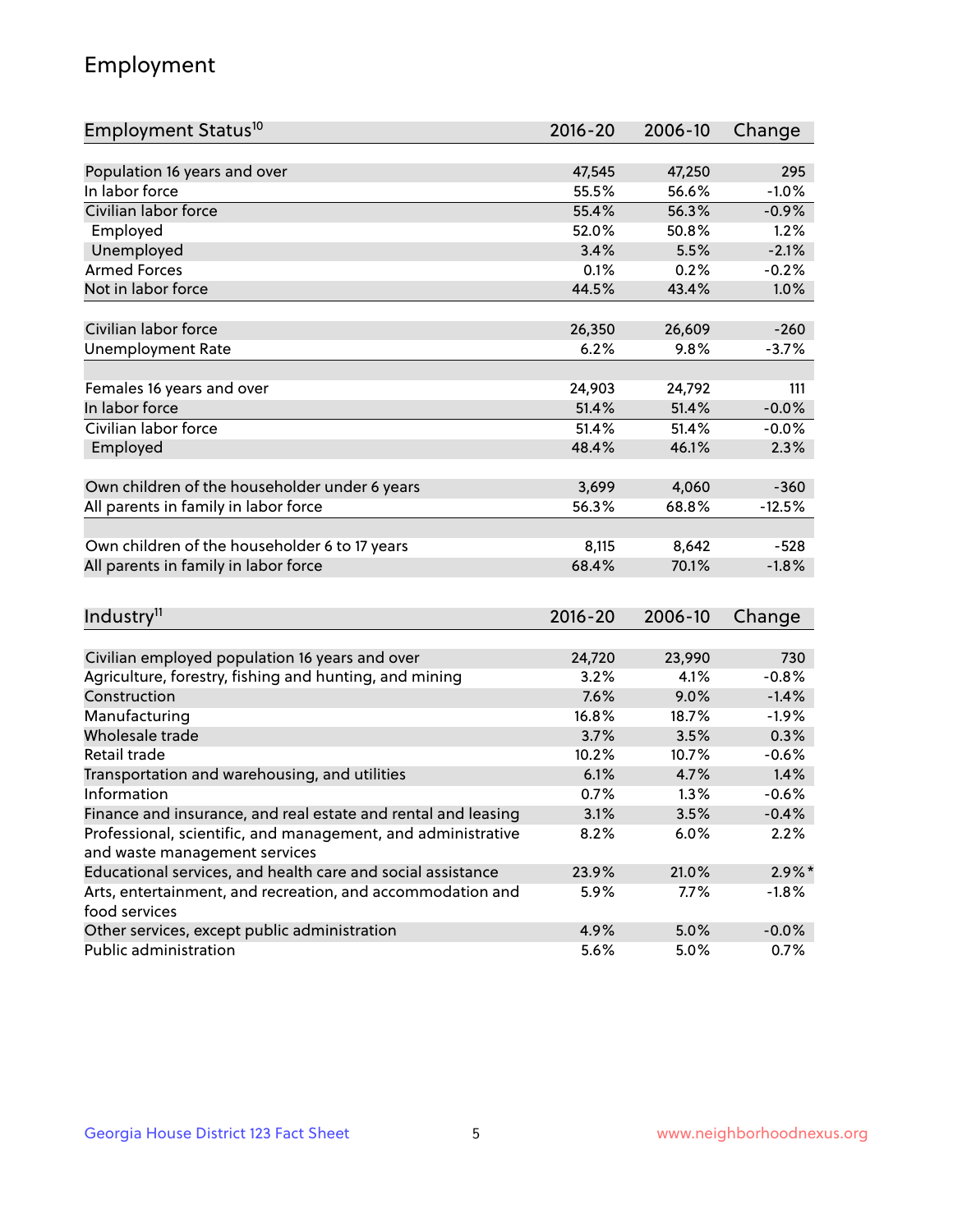# Employment

| Employment Status[10] | 2016-20 | 2006-10 | Change |
|---|---|---|---|
| Population 16 years and over | 47,545 | 47,250 | 295 |
| In labor force | 55.5% | 56.6% | -1.0% |
| Civilian labor force | 55.4% | 56.3% | -0.9% |
| Employed | 52.0% | 50.8% | 1.2% |
| Unemployed | 3.4% | 5.5% | -2.1% |
| Armed Forces | 0.1% | 0.2% | -0.2% |
| Not in labor force | 44.5% | 43.4% | 1.0% |
| | | | |
| Civilian labor force | 26,350 | 26,609 | -260 |
| Unemployment Rate | 6.2% | 9.8% | -3.7% |
| | | | |
| Females 16 years and over | 24,903 | 24,792 | 111 |
| In labor force | 51.4% | 51.4% | -0.0% |
| Civilian labor force | 51.4% | 51.4% | -0.0% |
| Employed | 48.4% | 46.1% | 2.3% |
| | | | |
| Own children of the householder under 6 years | 3,699 | 4,060 | -360 |
| All parents in family in labor force | 56.3% | 68.8% | -12.5% |
| | | | |
| Own children of the householder 6 to 17 years | 8,115 | 8,642 | -528 |
| All parents in family in labor force | 68.4% | 70.1% | -1.8% |

| Industry[11] | 2016-20 | 2006-10 | Change |
|---|---|---|---|
| Civilian employed population 16 years and over | 24,720 | 23,990 | 730 |
| Agriculture, forestry, fishing and hunting, and mining | 3.2% | 4.1% | -0.8% |
| Construction | 7.6% | 9.0% | -1.4% |
| Manufacturing | 16.8% | 18.7% | -1.9% |
| Wholesale trade | 3.7% | 3.5% | 0.3% |
| Retail trade | 10.2% | 10.7% | -0.6% |
| Transportation and warehousing, and utilities | 6.1% | 4.7% | 1.4% |
| Information | 0.7% | 1.3% | -0.6% |
| Finance and insurance, and real estate and rental and leasing | 3.1% | 3.5% | -0.4% |
| Professional, scientific, and management, and administrative and waste management services | 8.2% | 6.0% | 2.2% |
| Educational services, and health care and social assistance | 23.9% | 21.0% | 2.9%* |
| Arts, entertainment, and recreation, and accommodation and food services | 5.9% | 7.7% | -1.8% |
| Other services, except public administration | 4.9% | 5.0% | -0.0% |
| Public administration | 5.6% | 5.0% | 0.7% |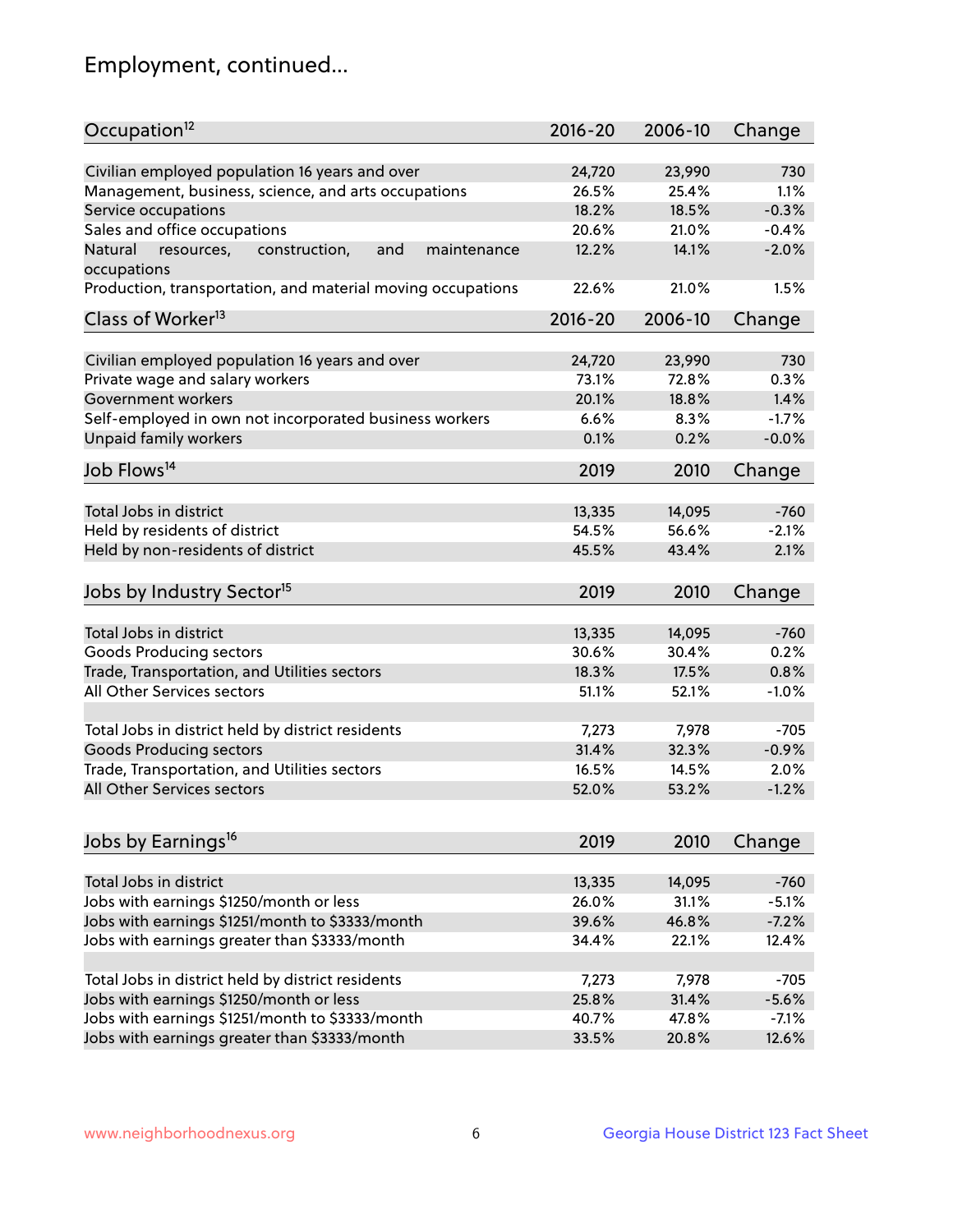## Employment, continued...

| Occupation[12] | 2016-20 | 2006-10 | Change |
|---|---|---|---|
| Civilian employed population 16 years and over | 24,720 | 23,990 | 730 |
| Management, business, science, and arts occupations | 26.5% | 25.4% | 1.1% |
| Service occupations | 18.2% | 18.5% | -0.3% |
| Sales and office occupations | 20.6% | 21.0% | -0.4% |
| Natural resources, construction, and maintenance occupations | 12.2% | 14.1% | -2.0% |
| Production, transportation, and material moving occupations | 22.6% | 21.0% | 1.5% |

| Class of Worker[13] | 2016-20 | 2006-10 | Change |
|---|---|---|---|
| Civilian employed population 16 years and over | 24,720 | 23,990 | 730 |
| Private wage and salary workers | 73.1% | 72.8% | 0.3% |
| Government workers | 20.1% | 18.8% | 1.4% |
| Self-employed in own not incorporated business workers | 6.6% | 8.3% | -1.7% |
| Unpaid family workers | 0.1% | 0.2% | -0.0% |

| Job Flows[14] | 2019 | 2010 | Change |
|---|---|---|---|
| Total Jobs in district | 13,335 | 14,095 | -760 |
| Held by residents of district | 54.5% | 56.6% | -2.1% |
| Held by non-residents of district | 45.5% | 43.4% | 2.1% |

| Jobs by Industry Sector[15] | 2019 | 2010 | Change |
|---|---|---|---|
| Total Jobs in district | 13,335 | 14,095 | -760 |
| Goods Producing sectors | 30.6% | 30.4% | 0.2% |
| Trade, Transportation, and Utilities sectors | 18.3% | 17.5% | 0.8% |
| All Other Services sectors | 51.1% | 52.1% | -1.0% |
| | | | |
| Total Jobs in district held by district residents | 7,273 | 7,978 | -705 |
| Goods Producing sectors | 31.4% | 32.3% | -0.9% |
| Trade, Transportation, and Utilities sectors | 16.5% | 14.5% | 2.0% |
| All Other Services sectors | 52.0% | 53.2% | -1.2% |

| Jobs by Earnings[16] | 2019 | 2010 | Change |
|---|---|---|---|
| Total Jobs in district | 13,335 | 14,095 | -760 |
| Jobs with earnings $1250/month or less | 26.0% | 31.1% | -5.1% |
| Jobs with earnings $1251/month to $3333/month | 39.6% | 46.8% | -7.2% |
| Jobs with earnings greater than $3333/month | 34.4% | 22.1% | 12.4% |
| | | | |
| Total Jobs in district held by district residents | 7,273 | 7,978 | -705 |
| Jobs with earnings $1250/month or less | 25.8% | 31.4% | -5.6% |
| Jobs with earnings $1251/month to $3333/month | 40.7% | 47.8% | -7.1% |
| Jobs with earnings greater than $3333/month | 33.5% | 20.8% | 12.6% |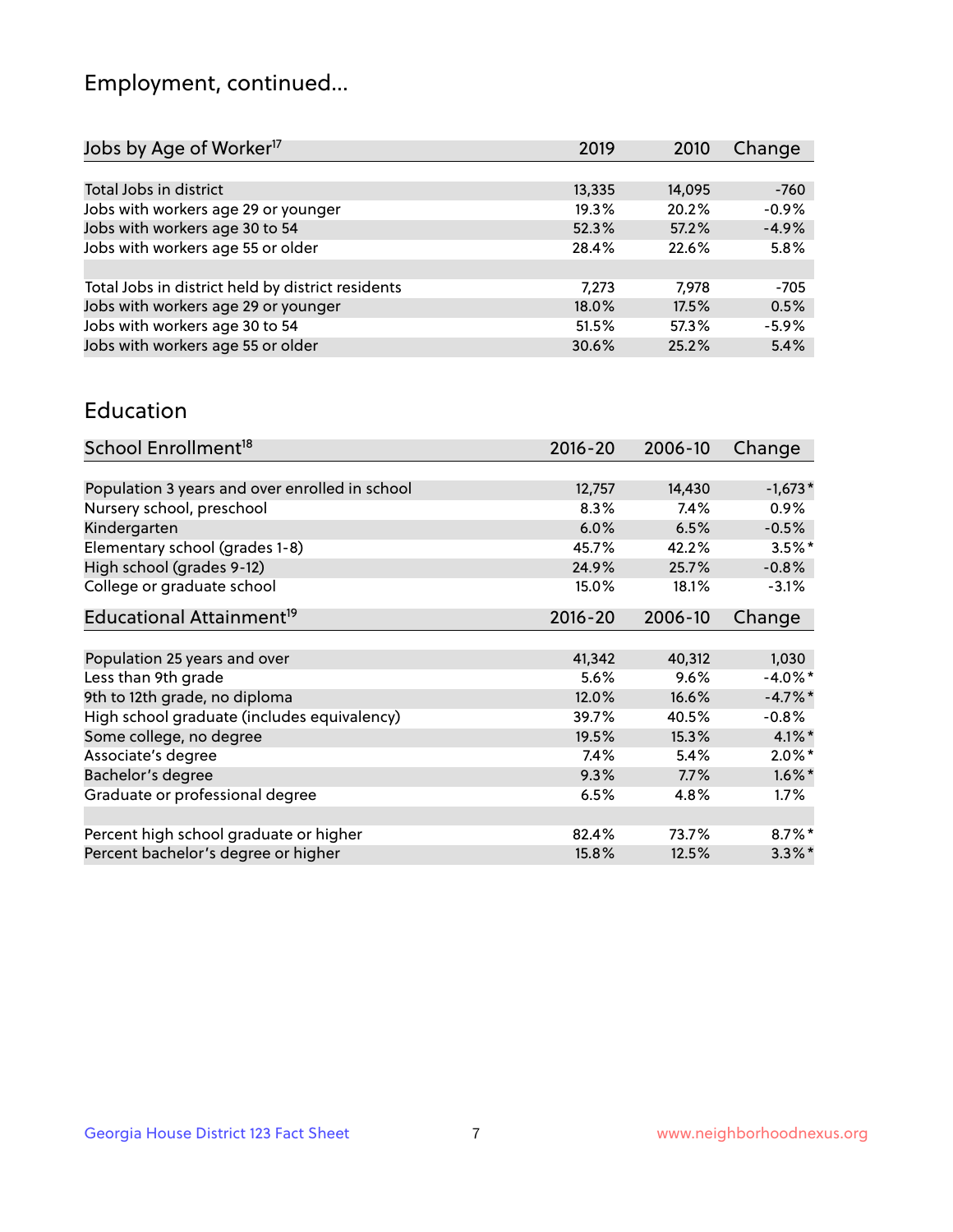# Employment, continued...

| Jobs by Age of Worker[17] | 2019 | 2010 | Change |
|---|---|---|---|
| Total Jobs in district | 13,335 | 14,095 | -760 |
| Jobs with workers age 29 or younger | 19.3% | 20.2% | -0.9% |
| Jobs with workers age 30 to 54 | 52.3% | 57.2% | -4.9% |
| Jobs with workers age 55 or older | 28.4% | 22.6% | 5.8% |
| | | | |
| Total Jobs in district held by district residents | 7,273 | 7,978 | -705 |
| Jobs with workers age 29 or younger | 18.0% | 17.5% | 0.5% |
| Jobs with workers age 30 to 54 | 51.5% | 57.3% | -5.9% |
| Jobs with workers age 55 or older | 30.6% | 25.2% | 5.4% |

## Education

| School Enrollment[18] | 2016-20 | 2006-10 | Change |
|---|---|---|---|
| Population 3 years and over enrolled in school | 12,757 | 14,430 | -1,673* |
| Nursery school, preschool | 8.3% | 7.4% | 0.9% |
| Kindergarten | 6.0% | 6.5% | -0.5% |
| Elementary school (grades 1-8) | 45.7% | 42.2% | 3.5%* |
| High school (grades 9-12) | 24.9% | 25.7% | -0.8% |
| College or graduate school | 15.0% | 18.1% | -3.1% |

| Educational Attainment[19] | 2016-20 | 2006-10 | Change |
|---|---|---|---|
| Population 25 years and over | 41,342 | 40,312 | 1,030 |
| Less than 9th grade | 5.6% | 9.6% | -4.0%* |
| 9th to 12th grade, no diploma | 12.0% | 16.6% | -4.7%* |
| High school graduate (includes equivalency) | 39.7% | 40.5% | -0.8% |
| Some college, no degree | 19.5% | 15.3% | 4.1%* |
| Associate's degree | 7.4% | 5.4% | 2.0%* |
| Bachelor's degree | 9.3% | 7.7% | 1.6%* |
| Graduate or professional degree | 6.5% | 4.8% | 1.7% |
| | | | |
| Percent high school graduate or higher | 82.4% | 73.7% | 8.7%* |
| Percent bachelor's degree or higher | 15.8% | 12.5% | 3.3%* |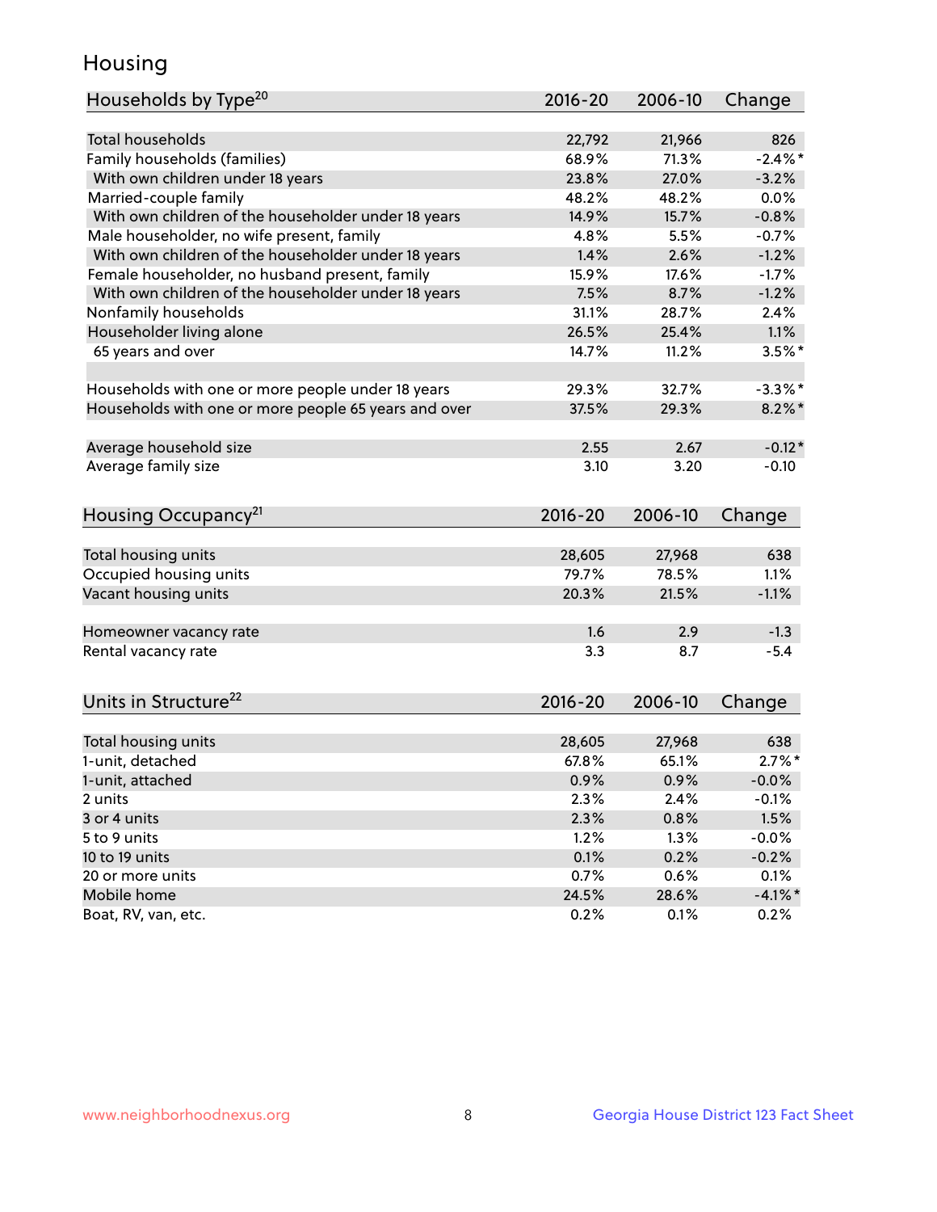# Housing

| Households by Type[20] | 2016-20 | 2006-10 | Change |
|---|---|---|---|
| Total households | 22,792 | 21,966 | 826 |
| Family households (families) | 68.9% | 71.3% | -2.4%* |
| With own children under 18 years | 23.8% | 27.0% | -3.2% |
| Married-couple family | 48.2% | 48.2% | 0.0% |
| With own children of the householder under 18 years | 14.9% | 15.7% | -0.8% |
| Male householder, no wife present, family | 4.8% | 5.5% | -0.7% |
| With own children of the householder under 18 years | 1.4% | 2.6% | -1.2% |
| Female householder, no husband present, family | 15.9% | 17.6% | -1.7% |
| With own children of the householder under 18 years | 7.5% | 8.7% | -1.2% |
| Nonfamily households | 31.1% | 28.7% | 2.4% |
| Householder living alone | 26.5% | 25.4% | 1.1% |
| 65 years and over | 14.7% | 11.2% | 3.5%* |
| | | | |
| Households with one or more people under 18 years | 29.3% | 32.7% | -3.3%* |
| Households with one or more people 65 years and over | 37.5% | 29.3% | 8.2%* |
| | | | |
| Average household size | 2.55 | 2.67 | -0.12* |
| Average family size | 3.10 | 3.20 | -0.10 |

| Housing Occupancy[21] | 2016-20 | 2006-10 | Change |
|---|---|---|---|
| Total housing units | 28,605 | 27,968 | 638 |
| Occupied housing units | 79.7% | 78.5% | 1.1% |
| Vacant housing units | 20.3% | 21.5% | -1.1% |
| | | | |
| Homeowner vacancy rate | 1.6 | 2.9 | -1.3 |
| Rental vacancy rate | 3.3 | 8.7 | -5.4 |

| Units in Structure[22] | 2016-20 | 2006-10 | Change |
|---|---|---|---|
| Total housing units | 28,605 | 27,968 | 638 |
| 1-unit, detached | 67.8% | 65.1% | 2.7%* |
| 1-unit, attached | 0.9% | 0.9% | -0.0% |
| 2 units | 2.3% | 2.4% | -0.1% |
| 3 or 4 units | 2.3% | 0.8% | 1.5% |
| 5 to 9 units | 1.2% | 1.3% | -0.0% |
| 10 to 19 units | 0.1% | 0.2% | -0.2% |
| 20 or more units | 0.7% | 0.6% | 0.1% |
| Mobile home | 24.5% | 28.6% | -4.1%* |
| Boat, RV, van, etc. | 0.2% | 0.1% | 0.2% |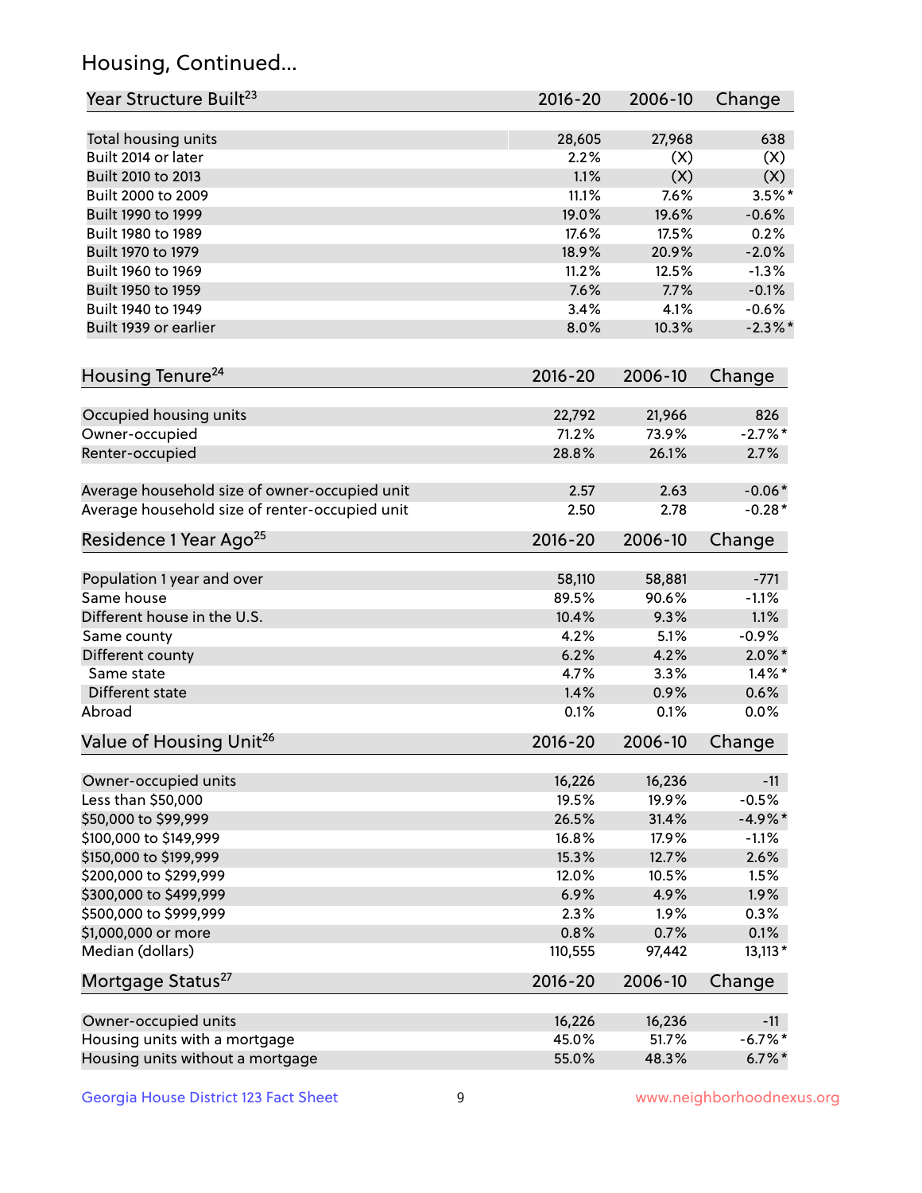## Housing, Continued...

| Year Structure Built[23] | 2016-20 | 2006-10 | Change |
|---|---|---|---|
| Total housing units | 28,605 | 27,968 | 638 |
| Built 2014 or later | 2.2% | (X) | (X) |
| Built 2010 to 2013 | 1.1% | (X) | (X) |
| Built 2000 to 2009 | 11.1% | 7.6% | 3.5%* |
| Built 1990 to 1999 | 19.0% | 19.6% | -0.6% |
| Built 1980 to 1989 | 17.6% | 17.5% | 0.2% |
| Built 1970 to 1979 | 18.9% | 20.9% | -2.0% |
| Built 1960 to 1969 | 11.2% | 12.5% | -1.3% |
| Built 1950 to 1959 | 7.6% | 7.7% | -0.1% |
| Built 1940 to 1949 | 3.4% | 4.1% | -0.6% |
| Built 1939 or earlier | 8.0% | 10.3% | -2.3%* |

| Housing Tenure[24] | 2016-20 | 2006-10 | Change |
|---|---|---|---|
| Occupied housing units | 22,792 | 21,966 | 826 |
| Owner-occupied | 71.2% | 73.9% | -2.7%* |
| Renter-occupied | 28.8% | 26.1% | 2.7% |
| Average household size of owner-occupied unit | 2.57 | 2.63 | -0.06* |
| Average household size of renter-occupied unit | 2.50 | 2.78 | -0.28* |

| Residence 1 Year Ago[25] | 2016-20 | 2006-10 | Change |
|---|---|---|---|
| Population 1 year and over | 58,110 | 58,881 | -771 |
| Same house | 89.5% | 90.6% | -1.1% |
| Different house in the U.S. | 10.4% | 9.3% | 1.1% |
| Same county | 4.2% | 5.1% | -0.9% |
| Different county | 6.2% | 4.2% | 2.0%* |
| Same state | 4.7% | 3.3% | 1.4%* |
| Different state | 1.4% | 0.9% | 0.6% |
| Abroad | 0.1% | 0.1% | 0.0% |

| Value of Housing Unit[26] | 2016-20 | 2006-10 | Change |
|---|---|---|---|
| Owner-occupied units | 16,226 | 16,236 | -11 |
| Less than $50,000 | 19.5% | 19.9% | -0.5% |
| $50,000 to $99,999 | 26.5% | 31.4% | -4.9%* |
| $100,000 to $149,999 | 16.8% | 17.9% | -1.1% |
| $150,000 to $199,999 | 15.3% | 12.7% | 2.6% |
| $200,000 to $299,999 | 12.0% | 10.5% | 1.5% |
| $300,000 to $499,999 | 6.9% | 4.9% | 1.9% |
| $500,000 to $999,999 | 2.3% | 1.9% | 0.3% |
| $1,000,000 or more | 0.8% | 0.7% | 0.1% |
| Median (dollars) | 110,555 | 97,442 | 13,113* |

| Mortgage Status[27] | 2016-20 | 2006-10 | Change |
|---|---|---|---|
| Owner-occupied units | 16,226 | 16,236 | -11 |
| Housing units with a mortgage | 45.0% | 51.7% | -6.7%* |
| Housing units without a mortgage | 55.0% | 48.3% | 6.7%* |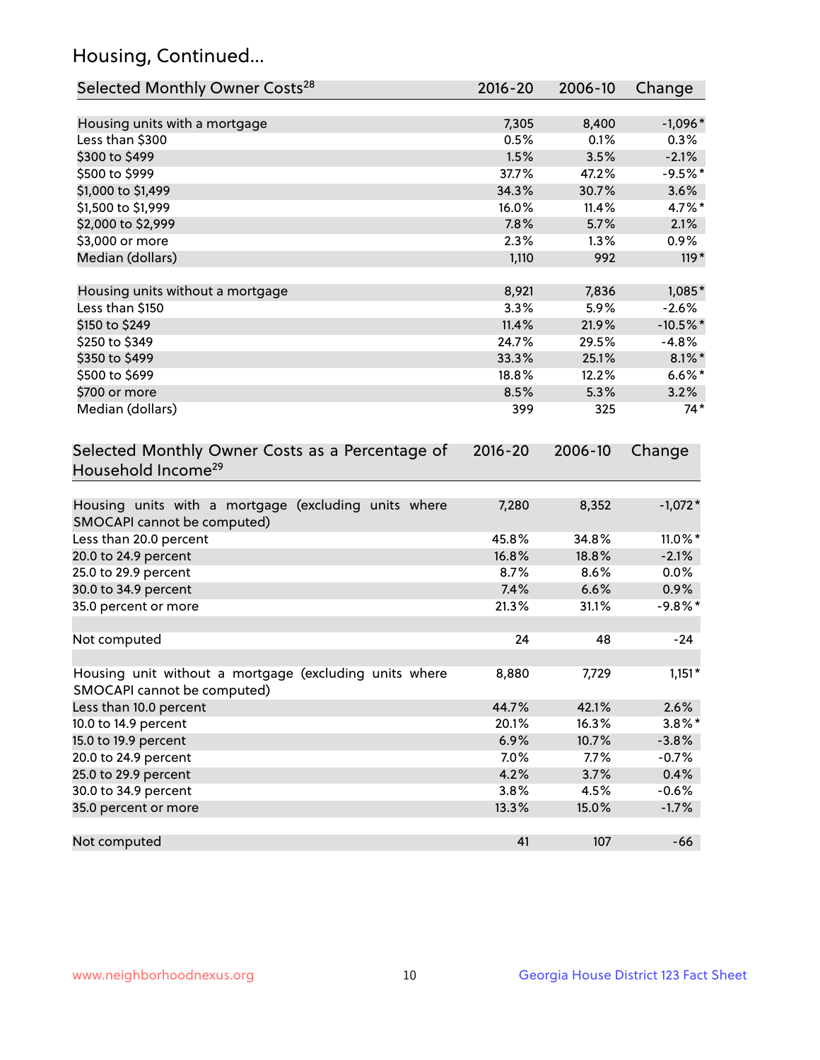## Housing, Continued...

| Selected Monthly Owner Costs[28] | 2016-20 | 2006-10 | Change |
|---|---|---|---|
| Housing units with a mortgage | 7,305 | 8,400 | -1,096* |
| Less than $300 | 0.5% | 0.1% | 0.3% |
| $300 to $499 | 1.5% | 3.5% | -2.1% |
| $500 to $999 | 37.7% | 47.2% | -9.5%* |
| $1,000 to $1,499 | 34.3% | 30.7% | 3.6% |
| $1,500 to $1,999 | 16.0% | 11.4% | 4.7%* |
| $2,000 to $2,999 | 7.8% | 5.7% | 2.1% |
| $3,000 or more | 2.3% | 1.3% | 0.9% |
| Median (dollars) | 1,110 | 992 | 119* |
| | | | |
| Housing units without a mortgage | 8,921 | 7,836 | 1,085* |
| Less than $150 | 3.3% | 5.9% | -2.6% |
| $150 to $249 | 11.4% | 21.9% | -10.5%* |
| $250 to $349 | 24.7% | 29.5% | -4.8% |
| $350 to $499 | 33.3% | 25.1% | 8.1%* |
| $500 to $699 | 18.8% | 12.2% | 6.6%* |
| $700 or more | 8.5% | 5.3% | 3.2% |
| Median (dollars) | 399 | 325 | 74* |

| Selected Monthly Owner Costs as a Percentage of Household Income[29] | 2016-20 | 2006-10 | Change |
|---|---|---|---|
| Housing units with a mortgage (excluding units where SMOCAPI cannot be computed) | 7,280 | 8,352 | -1,072* |
| Less than 20.0 percent | 45.8% | 34.8% | 11.0%* |
| 20.0 to 24.9 percent | 16.8% | 18.8% | -2.1% |
| 25.0 to 29.9 percent | 8.7% | 8.6% | 0.0% |
| 30.0 to 34.9 percent | 7.4% | 6.6% | 0.9% |
| 35.0 percent or more | 21.3% | 31.1% | -9.8%* |
| | | | |
| Not computed | 24 | 48 | -24 |
| | | | |
| Housing unit without a mortgage (excluding units where SMOCAPI cannot be computed) | 8,880 | 7,729 | 1,151* |
| Less than 10.0 percent | 44.7% | 42.1% | 2.6% |
| 10.0 to 14.9 percent | 20.1% | 16.3% | 3.8%* |
| 15.0 to 19.9 percent | 6.9% | 10.7% | -3.8% |
| 20.0 to 24.9 percent | 7.0% | 7.7% | -0.7% |
| 25.0 to 29.9 percent | 4.2% | 3.7% | 0.4% |
| 30.0 to 34.9 percent | 3.8% | 4.5% | -0.6% |
| 35.0 percent or more | 13.3% | 15.0% | -1.7% |
| | | | |
| Not computed | 41 | 107 | -66 |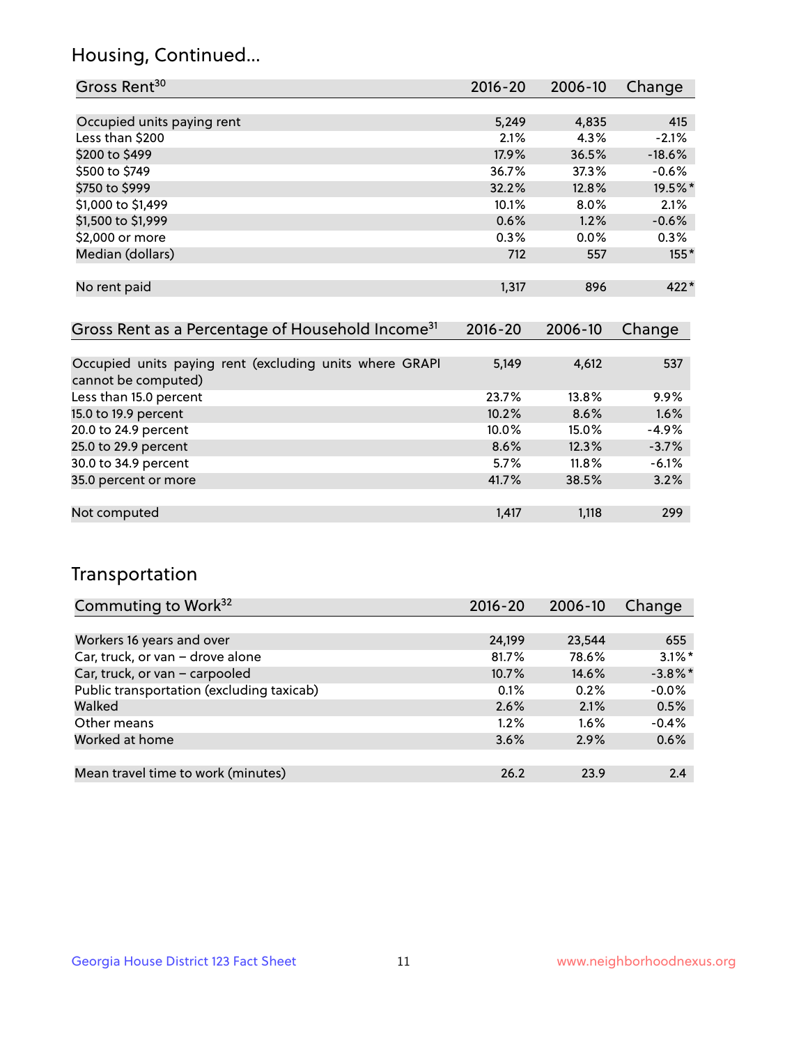## Housing, Continued...

| Gross Rent[30] | 2016-20 | 2006-10 | Change |
|---|---|---|---|
| Occupied units paying rent | 5,249 | 4,835 | 415 |
| Less than $200 | 2.1% | 4.3% | -2.1% |
| $200 to $499 | 17.9% | 36.5% | -18.6% |
| $500 to $749 | 36.7% | 37.3% | -0.6% |
| $750 to $999 | 32.2% | 12.8% | 19.5%* |
| $1,000 to $1,499 | 10.1% | 8.0% | 2.1% |
| $1,500 to $1,999 | 0.6% | 1.2% | -0.6% |
| $2,000 or more | 0.3% | 0.0% | 0.3% |
| Median (dollars) | 712 | 557 | 155* |
| No rent paid | 1,317 | 896 | 422* |

| Gross Rent as a Percentage of Household Income[31] | 2016-20 | 2006-10 | Change |
|---|---|---|---|
| Occupied units paying rent (excluding units where GRAPI cannot be computed) | 5,149 | 4,612 | 537 |
| Less than 15.0 percent | 23.7% | 13.8% | 9.9% |
| 15.0 to 19.9 percent | 10.2% | 8.6% | 1.6% |
| 20.0 to 24.9 percent | 10.0% | 15.0% | -4.9% |
| 25.0 to 29.9 percent | 8.6% | 12.3% | -3.7% |
| 30.0 to 34.9 percent | 5.7% | 11.8% | -6.1% |
| 35.0 percent or more | 41.7% | 38.5% | 3.2% |
| Not computed | 1,417 | 1,118 | 299 |

## Transportation

| Commuting to Work[32] | 2016-20 | 2006-10 | Change |
|---|---|---|---|
| Workers 16 years and over | 24,199 | 23,544 | 655 |
| Car, truck, or van – drove alone | 81.7% | 78.6% | 3.1%* |
| Car, truck, or van – carpooled | 10.7% | 14.6% | -3.8%* |
| Public transportation (excluding taxicab) | 0.1% | 0.2% | -0.0% |
| Walked | 2.6% | 2.1% | 0.5% |
| Other means | 1.2% | 1.6% | -0.4% |
| Worked at home | 3.6% | 2.9% | 0.6% |
| Mean travel time to work (minutes) | 26.2 | 23.9 | 2.4 |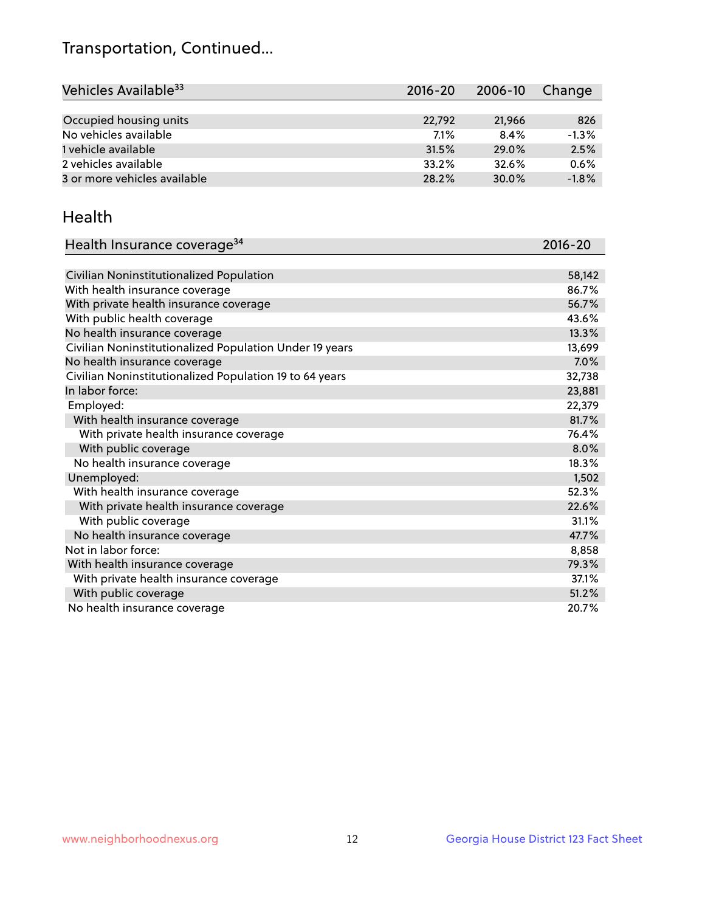# Transportation, Continued...

| Vehicles Available[33] | 2016-20 | 2006-10 | Change |
|---|---|---|---|
| Occupied housing units | 22,792 | 21,966 | 826 |
| No vehicles available | 7.1% | 8.4% | -1.3% |
| 1 vehicle available | 31.5% | 29.0% | 2.5% |
| 2 vehicles available | 33.2% | 32.6% | 0.6% |
| 3 or more vehicles available | 28.2% | 30.0% | -1.8% |

## Health

| Health Insurance coverage[34] | 2016-20 |
|---|---|
| Civilian Noninstitutionalized Population | 58,142 |
| With health insurance coverage | 86.7% |
| With private health insurance coverage | 56.7% |
| With public health coverage | 43.6% |
| No health insurance coverage | 13.3% |
| Civilian Noninstitutionalized Population Under 19 years | 13,699 |
| No health insurance coverage | 7.0% |
| Civilian Noninstitutionalized Population 19 to 64 years | 32,738 |
| In labor force: | 23,881 |
| Employed: | 22,379 |
| With health insurance coverage | 81.7% |
| With private health insurance coverage | 76.4% |
| With public coverage | 8.0% |
| No health insurance coverage | 18.3% |
| Unemployed: | 1,502 |
| With health insurance coverage | 52.3% |
| With private health insurance coverage | 22.6% |
| With public coverage | 31.1% |
| No health insurance coverage | 47.7% |
| Not in labor force: | 8,858 |
| With health insurance coverage | 79.3% |
| With private health insurance coverage | 37.1% |
| With public coverage | 51.2% |
| No health insurance coverage | 20.7% |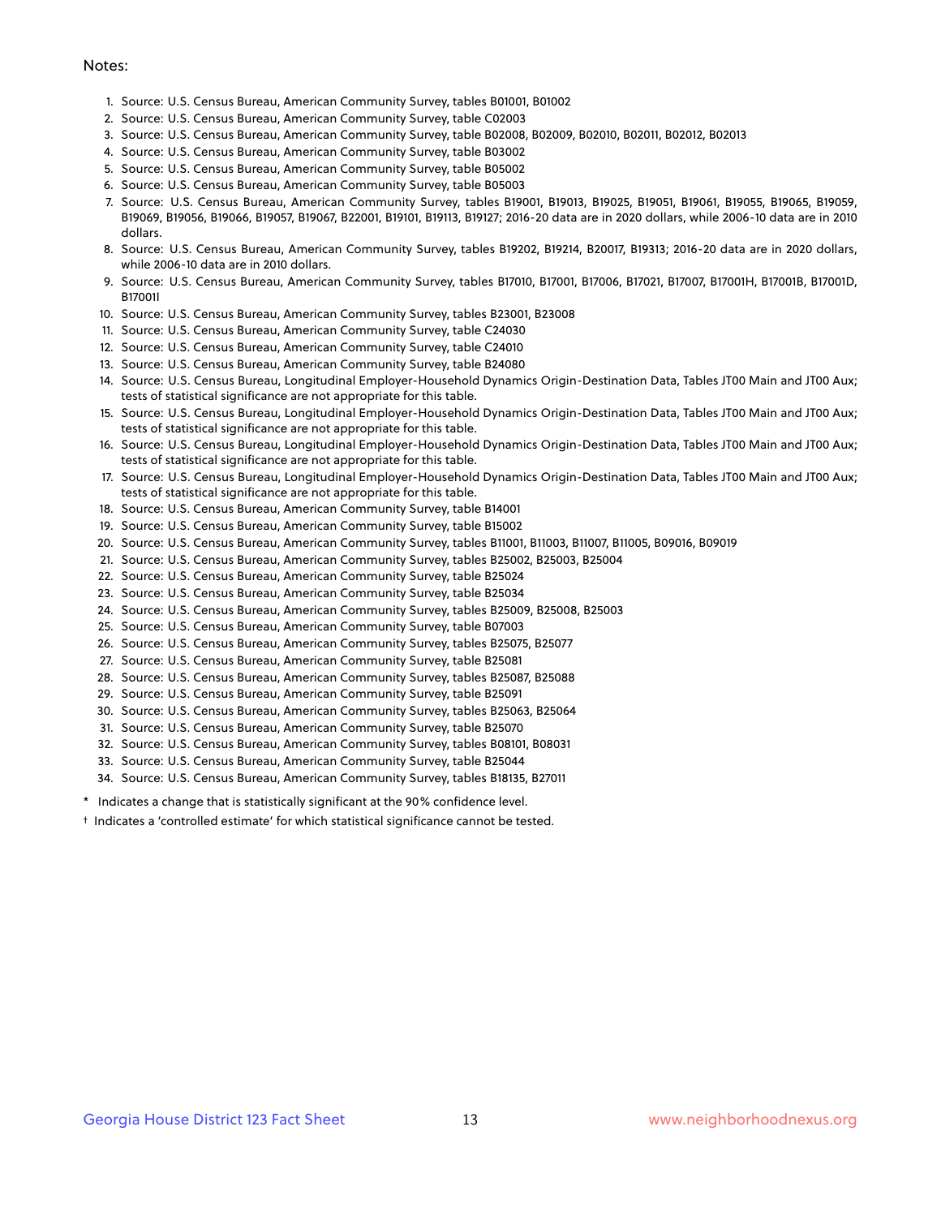Notes:

1. Source: U.S. Census Bureau, American Community Survey, tables B01001, B01002
2. Source: U.S. Census Bureau, American Community Survey, table C02003
3. Source: U.S. Census Bureau, American Community Survey, table B02008, B02009, B02010, B02011, B02012, B02013
4. Source: U.S. Census Bureau, American Community Survey, table B03002
5. Source: U.S. Census Bureau, American Community Survey, table B05002
6. Source: U.S. Census Bureau, American Community Survey, table B05003
7. Source: U.S. Census Bureau, American Community Survey, tables B19001, B19013, B19025, B19051, B19061, B19055, B19065, B19059, B19069, B19056, B19066, B19057, B19067, B22001, B19101, B19113, B19127; 2016-20 data are in 2020 dollars, while 2006-10 data are in 2010 dollars.
8. Source: U.S. Census Bureau, American Community Survey, tables B19202, B19214, B20017, B19313; 2016-20 data are in 2020 dollars, while 2006-10 data are in 2010 dollars.
9. Source: U.S. Census Bureau, American Community Survey, tables B17010, B17001, B17006, B17021, B17007, B17001H, B17001B, B17001D, B17001I
10. Source: U.S. Census Bureau, American Community Survey, tables B23001, B23008
11. Source: U.S. Census Bureau, American Community Survey, table C24030
12. Source: U.S. Census Bureau, American Community Survey, table C24010
13. Source: U.S. Census Bureau, American Community Survey, table B24080
14. Source: U.S. Census Bureau, Longitudinal Employer-Household Dynamics Origin-Destination Data, Tables JT00 Main and JT00 Aux; tests of statistical significance are not appropriate for this table.
15. Source: U.S. Census Bureau, Longitudinal Employer-Household Dynamics Origin-Destination Data, Tables JT00 Main and JT00 Aux; tests of statistical significance are not appropriate for this table.
16. Source: U.S. Census Bureau, Longitudinal Employer-Household Dynamics Origin-Destination Data, Tables JT00 Main and JT00 Aux; tests of statistical significance are not appropriate for this table.
17. Source: U.S. Census Bureau, Longitudinal Employer-Household Dynamics Origin-Destination Data, Tables JT00 Main and JT00 Aux; tests of statistical significance are not appropriate for this table.
18. Source: U.S. Census Bureau, American Community Survey, table B14001
19. Source: U.S. Census Bureau, American Community Survey, table B15002
20. Source: U.S. Census Bureau, American Community Survey, tables B11001, B11003, B11007, B11005, B09016, B09019
21. Source: U.S. Census Bureau, American Community Survey, tables B25002, B25003, B25004
22. Source: U.S. Census Bureau, American Community Survey, table B25024
23. Source: U.S. Census Bureau, American Community Survey, table B25034
24. Source: U.S. Census Bureau, American Community Survey, tables B25009, B25008, B25003
25. Source: U.S. Census Bureau, American Community Survey, table B07003
26. Source: U.S. Census Bureau, American Community Survey, tables B25075, B25077
27. Source: U.S. Census Bureau, American Community Survey, table B25081
28. Source: U.S. Census Bureau, American Community Survey, tables B25087, B25088
29. Source: U.S. Census Bureau, American Community Survey, table B25091
30. Source: U.S. Census Bureau, American Community Survey, tables B25063, B25064
31. Source: U.S. Census Bureau, American Community Survey, table B25070
32. Source: U.S. Census Bureau, American Community Survey, tables B08101, B08031
33. Source: U.S. Census Bureau, American Community Survey, table B25044
34. Source: U.S. Census Bureau, American Community Survey, tables B18135, B27011

\* Indicates a change that is statistically significant at the 90% confidence level.

† Indicates a 'controlled estimate' for which statistical significance cannot be tested.